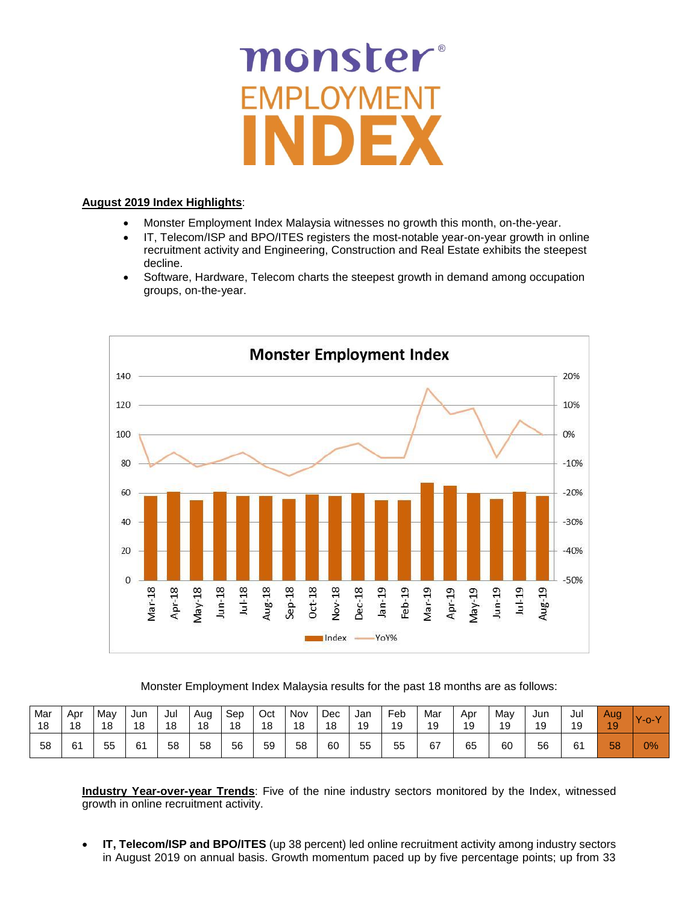# monster® EMPLOYMENT INDEX

**August 2019 Index Highlights**:

- Monster Employment Index Malaysia witnesses no growth this month, on-the-year.
- IT, Telecom/ISP and BPO/ITES registers the most-notable year-on-year growth in online recruitment activity and Engineering, Construction and Real Estate exhibits the steepest decline.
- Software, Hardware, Telecom charts the steepest growth in demand among occupation groups, on-the-year.

**Monster Employment Index**

Monster Employment Index Malaysia results for the past 18 months are as follows:

| Mar 18 | Apr 18 | May 18 | Jun 18 | Jul 18 | Aug 18 | Sep 18 | Oct 18 | Nov 18 | Dec 18 | Jan 19 | Feb 19 | Mar 19 | Apr 19 | May 19 | Jun 19 | Jul 19 | Aug 19 | Y-o-Y |
|---|---|---|---|---|---|---|---|---|---|---|---|---|---|---|---|---|---|---|
| 58 | 61 | 55 | 61 | 58 | 58 | 56 | 59 | 58 | 60 | 55 | 55 | 67 | 65 | 60 | 56 | 61 | 58 | 0% |

**Industry Year-over-year Trends**: Five of the nine industry sectors monitored by the Index, witnessed growth in online recruitment activity.

- **IT, Telecom/ISP and BPO/ITES** (up 38 percent) led online recruitment activity among industry sectors in August 2019 on annual basis. Growth momentum paced up by five percentage points; up from 33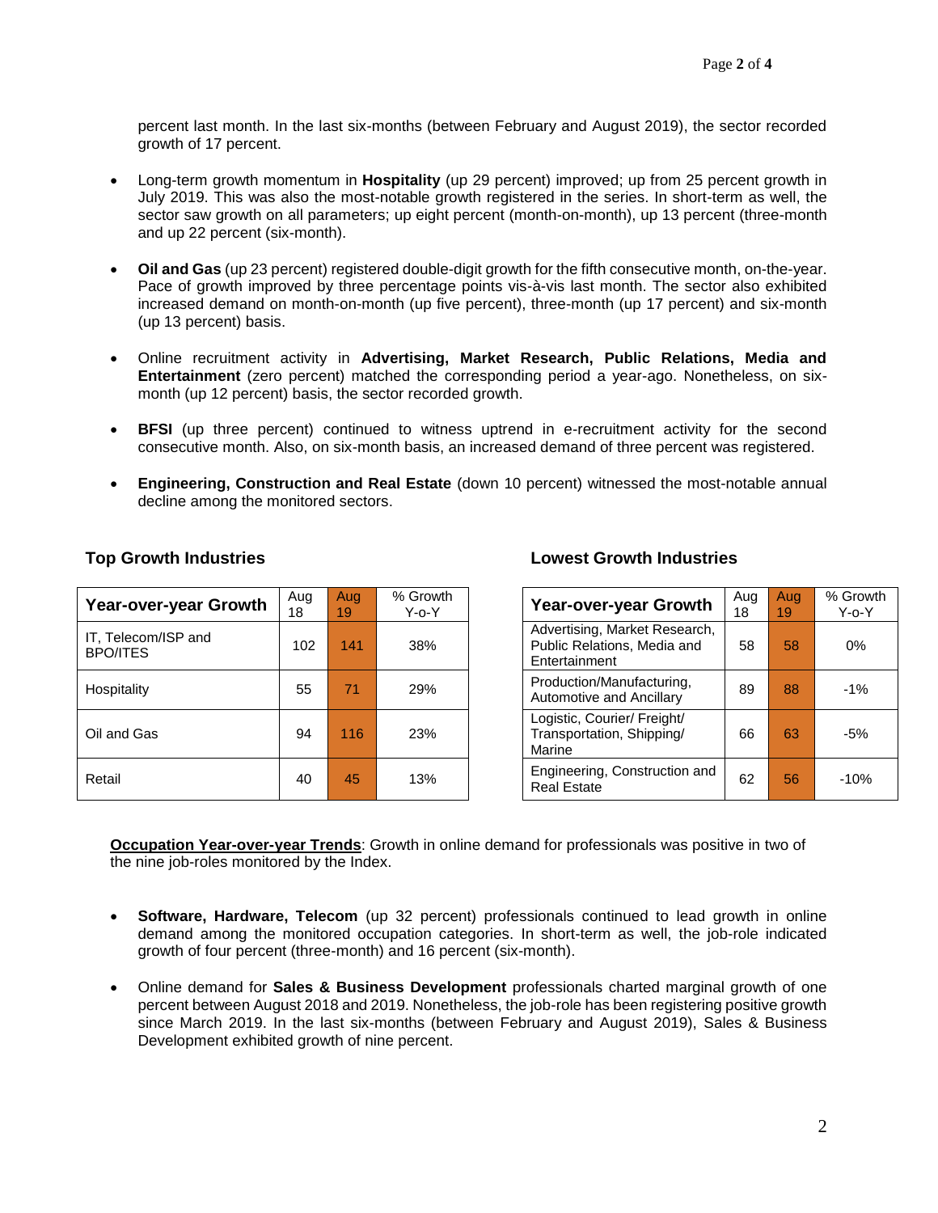percent last month. In the last six-months (between February and August 2019), the sector recorded growth of 17 percent.

- Long-term growth momentum in **Hospitality** (up 29 percent) improved; up from 25 percent growth in July 2019. This was also the most-notable growth registered in the series. In short-term as well, the sector saw growth on all parameters; up eight percent (month-on-month), up 13 percent (three-month and up 22 percent (six-month).

- **Oil and Gas** (up 23 percent) registered double-digit growth for the fifth consecutive month, on-the-year. Pace of growth improved by three percentage points vis-à-vis last month. The sector also exhibited increased demand on month-on-month (up five percent), three-month (up 17 percent) and six-month (up 13 percent) basis.

- Online recruitment activity in **Advertising, Market Research, Public Relations, Media and Entertainment** (zero percent) matched the corresponding period a year-ago. Nonetheless, on six-month (up 12 percent) basis, the sector recorded growth.

- **BFSI** (up three percent) continued to witness uptrend in e-recruitment activity for the second consecutive month. Also, on six-month basis, an increased demand of three percent was registered.

- **Engineering, Construction and Real Estate** (down 10 percent) witnessed the most-notable annual decline among the monitored sectors.

### Top Growth Industries

| Year-over-year Growth | Aug 18 | Aug 19 | % Growth Y-o-Y |
|---|---|---|---|
| IT, Telecom/ISP and BPO/ITES | 102 | 141 | 38% |
| Hospitality | 55 | 71 | 29% |
| Oil and Gas | 94 | 116 | 23% |
| Retail | 40 | 45 | 13% |

### Lowest Growth Industries

| Year-over-year Growth | Aug 18 | Aug 19 | % Growth Y-o-Y |
|---|---|---|---|
| Advertising, Market Research, Public Relations, Media and Entertainment | 58 | 58 | 0% |
| Production/Manufacturing, Automotive and Ancillary | 89 | 88 | -1% |
| Logistic, Courier/ Freight/ Transportation, Shipping/ Marine | 66 | 63 | -5% |
| Engineering, Construction and Real Estate | 62 | 56 | -10% |

**Occupation Year-over-year Trends**: Growth in online demand for professionals was positive in two of the nine job-roles monitored by the Index.

- **Software, Hardware, Telecom** (up 32 percent) professionals continued to lead growth in online demand among the monitored occupation categories. In short-term as well, the job-role indicated growth of four percent (three-month) and 16 percent (six-month).

- Online demand for **Sales & Business Development** professionals charted marginal growth of one percent between August 2018 and 2019. Nonetheless, the job-role has been registering positive growth since March 2019. In the last six-months (between February and August 2019), Sales & Business Development exhibited growth of nine percent.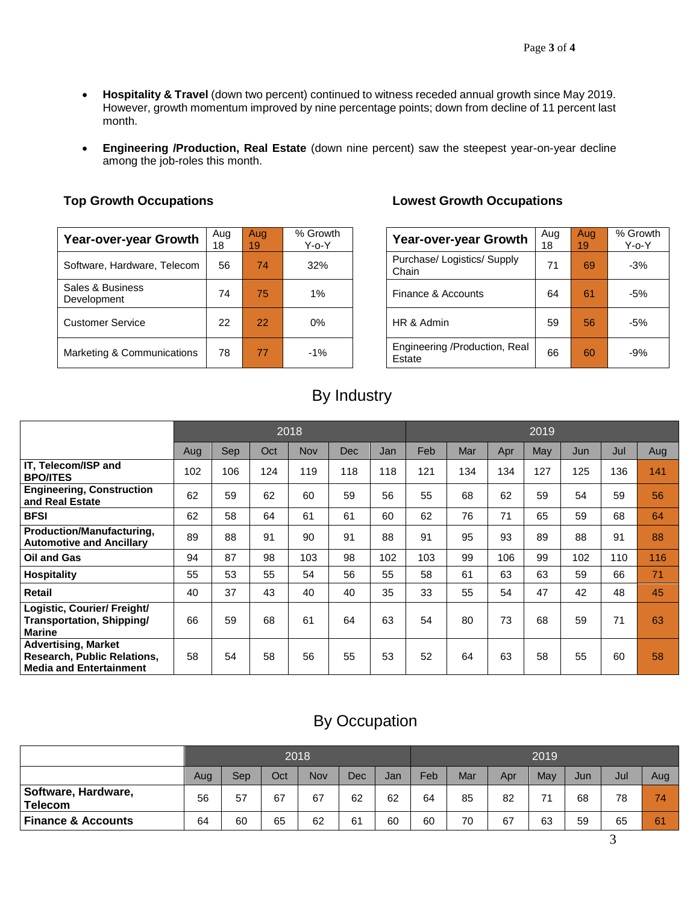- **Hospitality & Travel** (down two percent) continued to witness receded annual growth since May 2019. However, growth momentum improved by nine percentage points; down from decline of 11 percent last month.

- **Engineering /Production, Real Estate** (down nine percent) saw the steepest year-on-year decline among the job-roles this month.

### Top Growth Occupations

| Year-over-year Growth | Aug 18 | Aug 19 | % Growth Y-o-Y |
|---|---|---|---|
| Software, Hardware, Telecom | 56 | 74 | 32% |
| Sales & Business Development | 74 | 75 | 1% |
| Customer Service | 22 | 22 | 0% |
| Marketing & Communications | 78 | 77 | -1% |

### Lowest Growth Occupations

| Year-over-year Growth | Aug 18 | Aug 19 | % Growth Y-o-Y |
|---|---|---|---|
| Purchase/ Logistics/ Supply Chain | 71 | 69 | -3% |
| Finance & Accounts | 64 | 61 | -5% |
| HR & Admin | 59 | 56 | -5% |
| Engineering /Production, Real Estate | 66 | 60 | -9% |

## By Industry

| | 2018 | | | | | | 2019 | | | | | | |
|---|---|---|---|---|---|---|---|---|---|---|---|---|---|
| | Aug | Sep | Oct | Nov | Dec | Jan | Feb | Mar | Apr | May | Jun | Jul | Aug |
| **IT, Telecom/ISP and BPO/ITES** | 102 | 106 | 124 | 119 | 118 | 118 | 121 | 134 | 134 | 127 | 125 | 136 | 141 |
| **Engineering, Construction and Real Estate** | 62 | 59 | 62 | 60 | 59 | 56 | 55 | 68 | 62 | 59 | 54 | 59 | 56 |
| **BFSI** | 62 | 58 | 64 | 61 | 61 | 60 | 62 | 76 | 71 | 65 | 59 | 68 | 64 |
| **Production/Manufacturing, Automotive and Ancillary** | 89 | 88 | 91 | 90 | 91 | 88 | 91 | 95 | 93 | 89 | 88 | 91 | 88 |
| **Oil and Gas** | 94 | 87 | 98 | 103 | 98 | 102 | 103 | 99 | 106 | 99 | 102 | 110 | 116 |
| **Hospitality** | 55 | 53 | 55 | 54 | 56 | 55 | 58 | 61 | 63 | 63 | 59 | 66 | 71 |
| **Retail** | 40 | 37 | 43 | 40 | 40 | 35 | 33 | 55 | 54 | 47 | 42 | 48 | 45 |
| **Logistic, Courier/ Freight/ Transportation, Shipping/ Marine** | 66 | 59 | 68 | 61 | 64 | 63 | 54 | 80 | 73 | 68 | 59 | 71 | 63 |
| **Advertising, Market Research, Public Relations, Media and Entertainment** | 58 | 54 | 58 | 56 | 55 | 53 | 52 | 64 | 63 | 58 | 55 | 60 | 58 |

## By Occupation

| | 2018 | | | | | | 2019 | | | | | | |
|---|---|---|---|---|---|---|---|---|---|---|---|---|---|
| | Aug | Sep | Oct | Nov | Dec | Jan | Feb | Mar | Apr | May | Jun | Jul | Aug |
| **Software, Hardware, Telecom** | 56 | 57 | 67 | 67 | 62 | 62 | 64 | 85 | 82 | 71 | 68 | 78 | 74 |
| **Finance & Accounts** | 64 | 60 | 65 | 62 | 61 | 60 | 60 | 70 | 67 | 63 | 59 | 65 | 61 |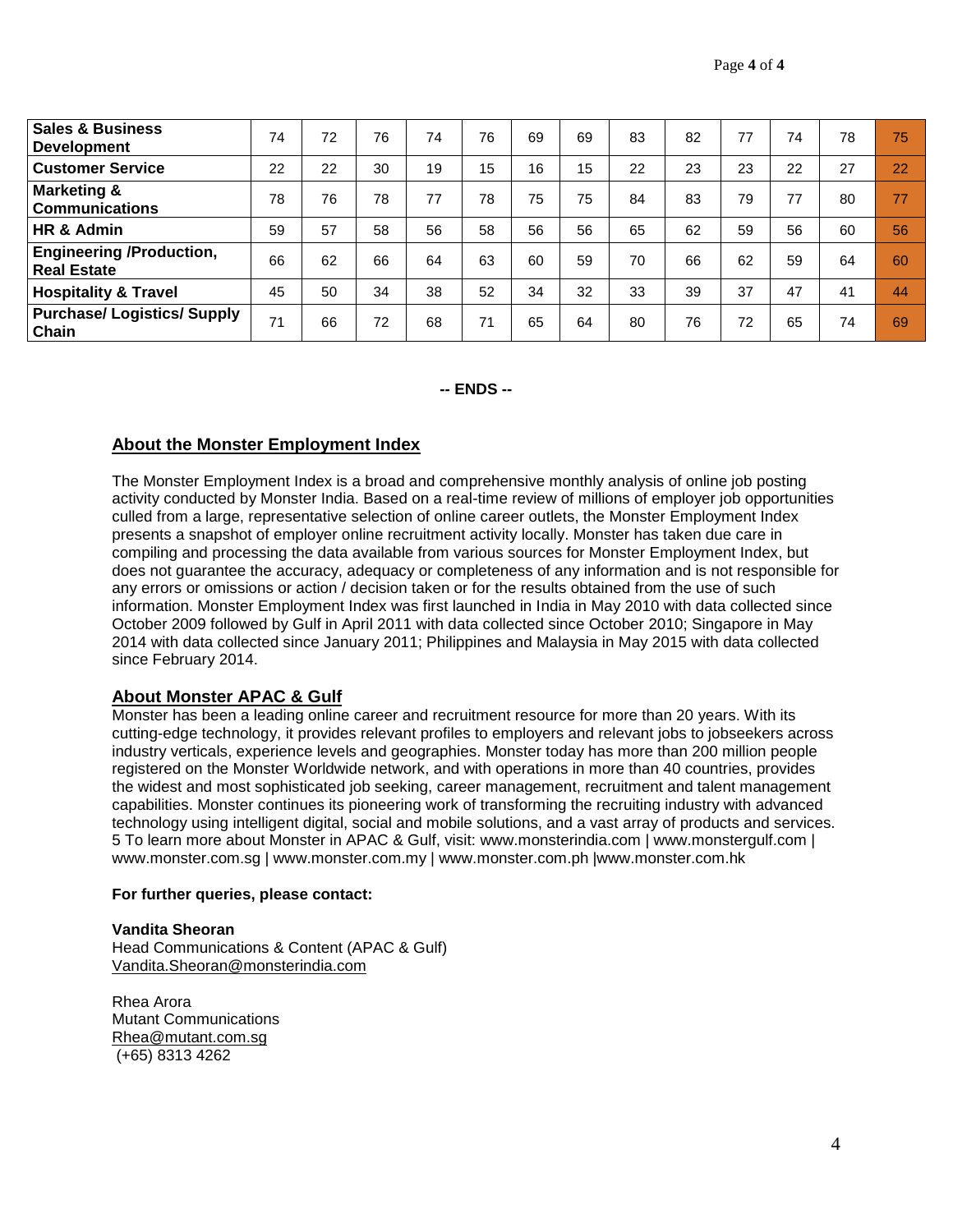| | | | | | | | | | | | | | |
|---|---|---|---|---|---|---|---|---|---|---|---|---|---|
| **Sales & Business Development** | 74 | 72 | 76 | 74 | 76 | 69 | 69 | 83 | 82 | 77 | 74 | 78 | 75 |
| **Customer Service** | 22 | 22 | 30 | 19 | 15 | 16 | 15 | 22 | 23 | 23 | 22 | 27 | 22 |
| **Marketing & Communications** | 78 | 76 | 78 | 77 | 78 | 75 | 75 | 84 | 83 | 79 | 77 | 80 | 77 |
| **HR & Admin** | 59 | 57 | 58 | 56 | 58 | 56 | 56 | 65 | 62 | 59 | 56 | 60 | 56 |
| **Engineering /Production, Real Estate** | 66 | 62 | 66 | 64 | 63 | 60 | 59 | 70 | 66 | 62 | 59 | 64 | 60 |
| **Hospitality & Travel** | 45 | 50 | 34 | 38 | 52 | 34 | 32 | 33 | 39 | 37 | 47 | 41 | 44 |
| **Purchase/ Logistics/ Supply Chain** | 71 | 66 | 72 | 68 | 71 | 65 | 64 | 80 | 76 | 72 | 65 | 74 | 69 |

**-- ENDS --**

## About the Monster Employment Index

The Monster Employment Index is a broad and comprehensive monthly analysis of online job posting activity conducted by Monster India. Based on a real-time review of millions of employer job opportunities culled from a large, representative selection of online career outlets, the Monster Employment Index presents a snapshot of employer online recruitment activity locally. Monster has taken due care in compiling and processing the data available from various sources for Monster Employment Index, but does not guarantee the accuracy, adequacy or completeness of any information and is not responsible for any errors or omissions or action / decision taken or for the results obtained from the use of such information. Monster Employment Index was first launched in India in May 2010 with data collected since October 2009 followed by Gulf in April 2011 with data collected since October 2010; Singapore in May 2014 with data collected since January 2011; Philippines and Malaysia in May 2015 with data collected since February 2014.

## About Monster APAC & Gulf

Monster has been a leading online career and recruitment resource for more than 20 years. With its cutting-edge technology, it provides relevant profiles to employers and relevant jobs to jobseekers across industry verticals, experience levels and geographies. Monster today has more than 200 million people registered on the Monster Worldwide network, and with operations in more than 40 countries, provides the widest and most sophisticated job seeking, career management, recruitment and talent management capabilities. Monster continues its pioneering work of transforming the recruiting industry with advanced technology using intelligent digital, social and mobile solutions, and a vast array of products and services. 5 To learn more about Monster in APAC & Gulf, visit: www.monsterindia.com | www.monstergulf.com | www.monster.com.sg | www.monster.com.my | www.monster.com.ph |www.monster.com.hk

**For further queries, please contact:**

**Vandita Sheoran**
Head Communications & Content (APAC & Gulf)
Vandita.Sheoran@monsterindia.com

Rhea Arora
Mutant Communications
Rhea@mutant.com.sg
(+65) 8313 4262